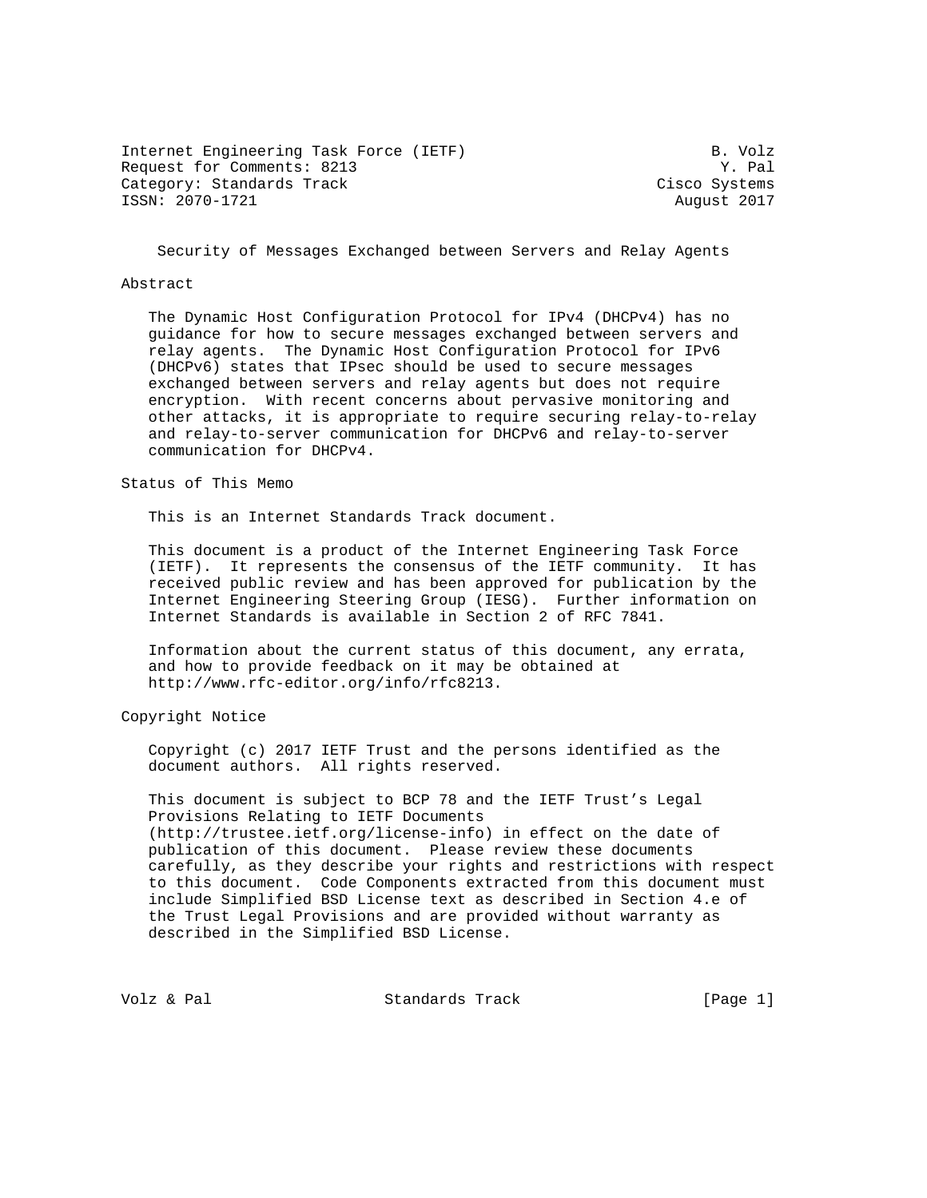Internet Engineering Task Force (IETF) B. Volz
Request for Comments: 8213 Y. Pal
Category: Standards Track Cisco Systems
ISSN: 2070-1721 August 2017

# Security of Messages Exchanged between Servers and Relay Agents

## Abstract

The Dynamic Host Configuration Protocol for IPv4 (DHCPv4) has no guidance for how to secure messages exchanged between servers and relay agents. The Dynamic Host Configuration Protocol for IPv6 (DHCPv6) states that IPsec should be used to secure messages exchanged between servers and relay agents but does not require encryption. With recent concerns about pervasive monitoring and other attacks, it is appropriate to require securing relay-to-relay and relay-to-server communication for DHCPv6 and relay-to-server communication for DHCPv4.

## Status of This Memo

This is an Internet Standards Track document.

This document is a product of the Internet Engineering Task Force (IETF). It represents the consensus of the IETF community. It has received public review and has been approved for publication by the Internet Engineering Steering Group (IESG). Further information on Internet Standards is available in Section 2 of RFC 7841.

Information about the current status of this document, any errata, and how to provide feedback on it may be obtained at http://www.rfc-editor.org/info/rfc8213.

## Copyright Notice

Copyright (c) 2017 IETF Trust and the persons identified as the document authors. All rights reserved.

This document is subject to BCP 78 and the IETF Trust's Legal Provisions Relating to IETF Documents (http://trustee.ietf.org/license-info) in effect on the date of publication of this document. Please review these documents carefully, as they describe your rights and restrictions with respect to this document. Code Components extracted from this document must include Simplified BSD License text as described in Section 4.e of the Trust Legal Provisions and are provided without warranty as described in the Simplified BSD License.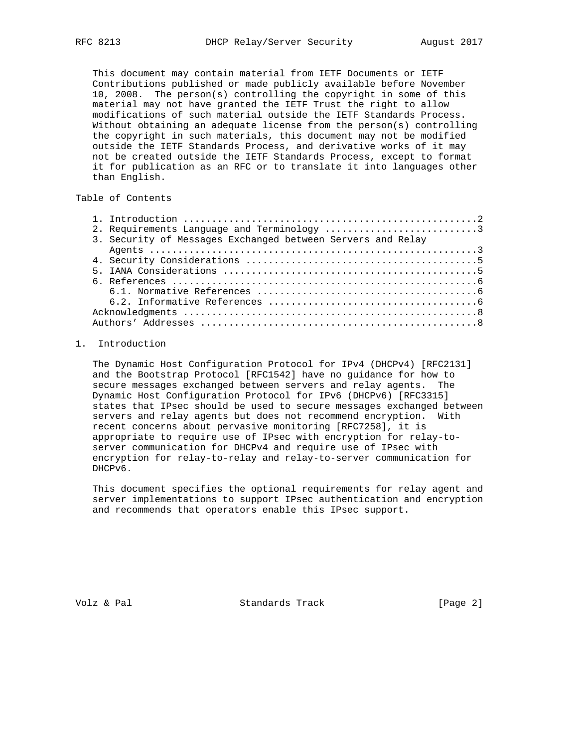This document may contain material from IETF Documents or IETF Contributions published or made publicly available before November 10, 2008. The person(s) controlling the copyright in some of this material may not have granted the IETF Trust the right to allow modifications of such material outside the IETF Standards Process. Without obtaining an adequate license from the person(s) controlling the copyright in such materials, this document may not be modified outside the IETF Standards Process, and derivative works of it may not be created outside the IETF Standards Process, except to format it for publication as an RFC or to translate it into languages other than English.

Table of Contents

```
   1. Introduction ....................................................2
   2. Requirements Language and Terminology ...........................3
   3. Security of Messages Exchanged between Servers and Relay
      Agents ..........................................................3
   4. Security Considerations .........................................5
   5. IANA Considerations .............................................5
   6. References ......................................................6
      6.1. Normative References .......................................6
      6.2. Informative References .....................................6
   Acknowledgments ....................................................8
   Authors' Addresses .................................................8
```

## 1. Introduction

The Dynamic Host Configuration Protocol for IPv4 (DHCPv4) [RFC2131] and the Bootstrap Protocol [RFC1542] have no guidance for how to secure messages exchanged between servers and relay agents. The Dynamic Host Configuration Protocol for IPv6 (DHCPv6) [RFC3315] states that IPsec should be used to secure messages exchanged between servers and relay agents but does not recommend encryption. With recent concerns about pervasive monitoring [RFC7258], it is appropriate to require use of IPsec with encryption for relay-to-server communication for DHCPv4 and require use of IPsec with encryption for relay-to-relay and relay-to-server communication for DHCPv6.

This document specifies the optional requirements for relay agent and server implementations to support IPsec authentication and encryption and recommends that operators enable this IPsec support.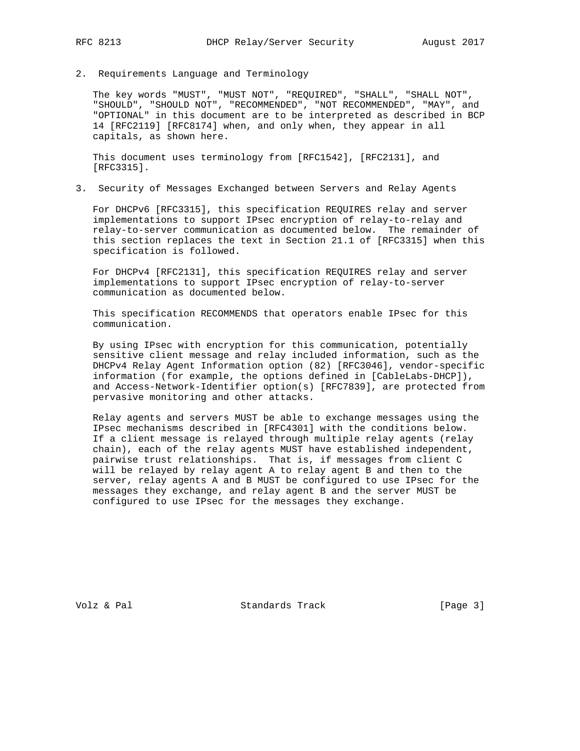## 2. Requirements Language and Terminology

The key words "MUST", "MUST NOT", "REQUIRED", "SHALL", "SHALL NOT", "SHOULD", "SHOULD NOT", "RECOMMENDED", "NOT RECOMMENDED", "MAY", and "OPTIONAL" in this document are to be interpreted as described in BCP 14 [RFC2119] [RFC8174] when, and only when, they appear in all capitals, as shown here.

This document uses terminology from [RFC1542], [RFC2131], and [RFC3315].

## 3. Security of Messages Exchanged between Servers and Relay Agents

For DHCPv6 [RFC3315], this specification REQUIRES relay and server implementations to support IPsec encryption of relay-to-relay and relay-to-server communication as documented below. The remainder of this section replaces the text in Section 21.1 of [RFC3315] when this specification is followed.

For DHCPv4 [RFC2131], this specification REQUIRES relay and server implementations to support IPsec encryption of relay-to-server communication as documented below.

This specification RECOMMENDS that operators enable IPsec for this communication.

By using IPsec with encryption for this communication, potentially sensitive client message and relay included information, such as the DHCPv4 Relay Agent Information option (82) [RFC3046], vendor-specific information (for example, the options defined in [CableLabs-DHCP]), and Access-Network-Identifier option(s) [RFC7839], are protected from pervasive monitoring and other attacks.

Relay agents and servers MUST be able to exchange messages using the IPsec mechanisms described in [RFC4301] with the conditions below. If a client message is relayed through multiple relay agents (relay chain), each of the relay agents MUST have established independent, pairwise trust relationships. That is, if messages from client C will be relayed by relay agent A to relay agent B and then to the server, relay agents A and B MUST be configured to use IPsec for the messages they exchange, and relay agent B and the server MUST be configured to use IPsec for the messages they exchange.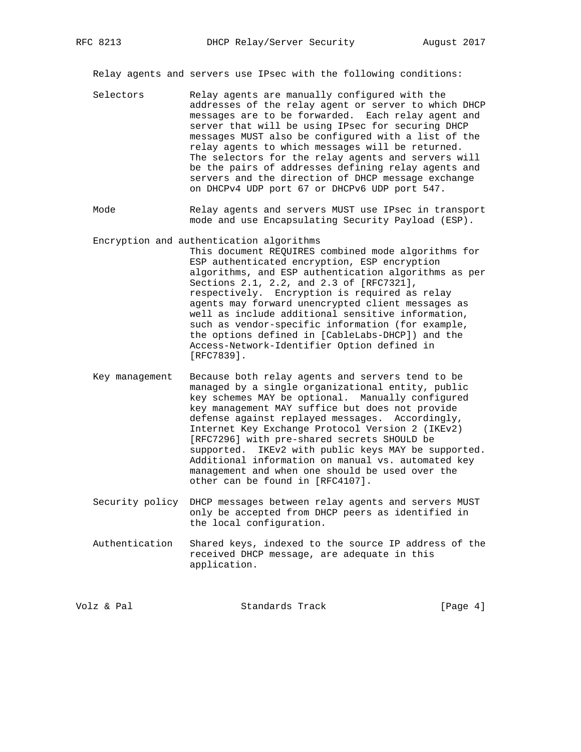Relay agents and servers use IPsec with the following conditions:

**Selectors**
: Relay agents are manually configured with the addresses of the relay agent or server to which DHCP messages are to be forwarded. Each relay agent and server that will be using IPsec for securing DHCP messages MUST also be configured with a list of the relay agents to which messages will be returned. The selectors for the relay agents and servers will be the pairs of addresses defining relay agents and servers and the direction of DHCP message exchange on DHCPv4 UDP port 67 or DHCPv6 UDP port 547.

**Mode**
: Relay agents and servers MUST use IPsec in transport mode and use Encapsulating Security Payload (ESP).

**Encryption and authentication algorithms**
: This document REQUIRES combined mode algorithms for ESP authenticated encryption, ESP encryption algorithms, and ESP authentication algorithms as per Sections 2.1, 2.2, and 2.3 of [RFC7321], respectively. Encryption is required as relay agents may forward unencrypted client messages as well as include additional sensitive information, such as vendor-specific information (for example, the options defined in [CableLabs-DHCP]) and the Access-Network-Identifier Option defined in [RFC7839].

**Key management**
: Because both relay agents and servers tend to be managed by a single organizational entity, public key schemes MAY be optional. Manually configured key management MAY suffice but does not provide defense against replayed messages. Accordingly, Internet Key Exchange Protocol Version 2 (IKEv2) [RFC7296] with pre-shared secrets SHOULD be supported. IKEv2 with public keys MAY be supported. Additional information on manual vs. automated key management and when one should be used over the other can be found in [RFC4107].

**Security policy**
: DHCP messages between relay agents and servers MUST only be accepted from DHCP peers as identified in the local configuration.

**Authentication**
: Shared keys, indexed to the source IP address of the received DHCP message, are adequate in this application.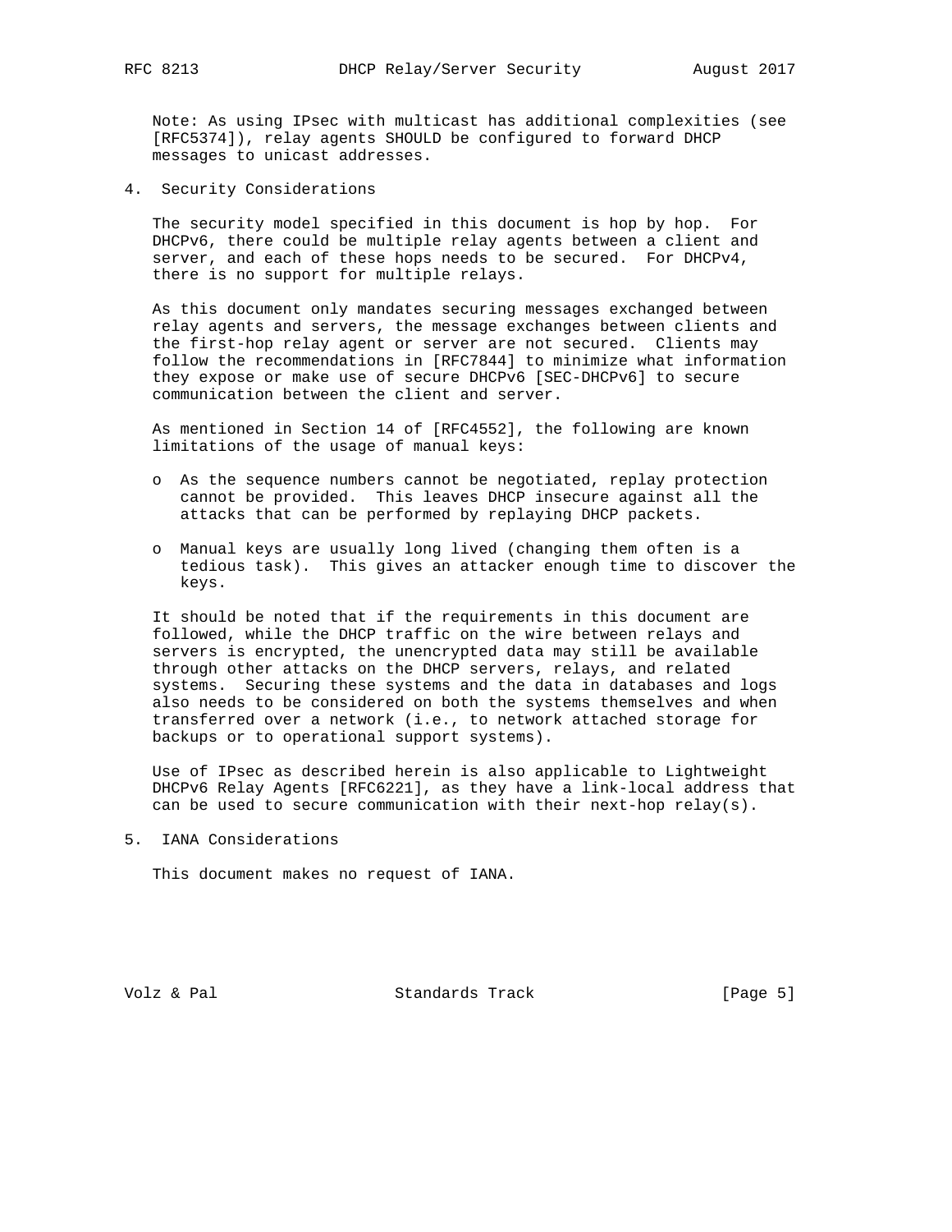Note: As using IPsec with multicast has additional complexities (see [RFC5374]), relay agents SHOULD be configured to forward DHCP messages to unicast addresses.

## 4. Security Considerations

The security model specified in this document is hop by hop. For DHCPv6, there could be multiple relay agents between a client and server, and each of these hops needs to be secured. For DHCPv4, there is no support for multiple relays.

As this document only mandates securing messages exchanged between relay agents and servers, the message exchanges between clients and the first-hop relay agent or server are not secured. Clients may follow the recommendations in [RFC7844] to minimize what information they expose or make use of secure DHCPv6 [SEC-DHCPv6] to secure communication between the client and server.

As mentioned in Section 14 of [RFC4552], the following are known limitations of the usage of manual keys:

- As the sequence numbers cannot be negotiated, replay protection cannot be provided. This leaves DHCP insecure against all the attacks that can be performed by replaying DHCP packets.

- Manual keys are usually long lived (changing them often is a tedious task). This gives an attacker enough time to discover the keys.

It should be noted that if the requirements in this document are followed, while the DHCP traffic on the wire between relays and servers is encrypted, the unencrypted data may still be available through other attacks on the DHCP servers, relays, and related systems. Securing these systems and the data in databases and logs also needs to be considered on both the systems themselves and when transferred over a network (i.e., to network attached storage for backups or to operational support systems).

Use of IPsec as described herein is also applicable to Lightweight DHCPv6 Relay Agents [RFC6221], as they have a link-local address that can be used to secure communication with their next-hop relay(s).

## 5. IANA Considerations

This document makes no request of IANA.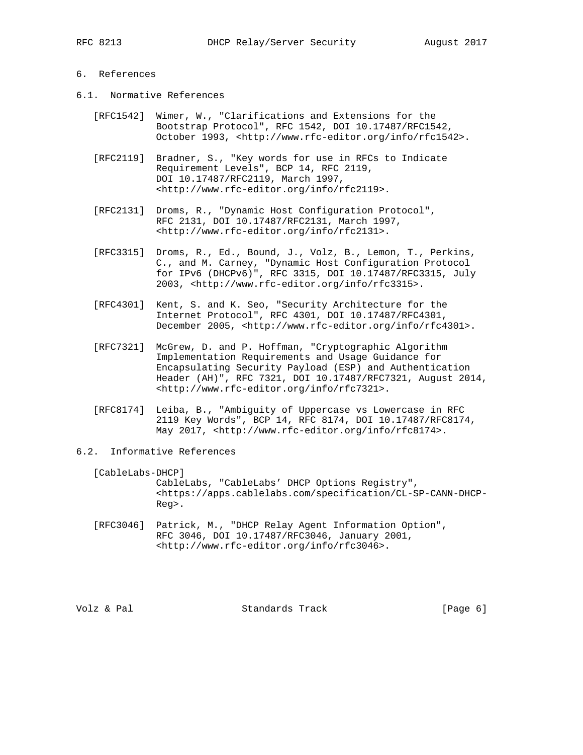## 6. References

### 6.1. Normative References

[RFC1542] Wimer, W., "Clarifications and Extensions for the Bootstrap Protocol", RFC 1542, DOI 10.17487/RFC1542, October 1993, <http://www.rfc-editor.org/info/rfc1542>.

[RFC2119] Bradner, S., "Key words for use in RFCs to Indicate Requirement Levels", BCP 14, RFC 2119, DOI 10.17487/RFC2119, March 1997, <http://www.rfc-editor.org/info/rfc2119>.

[RFC2131] Droms, R., "Dynamic Host Configuration Protocol", RFC 2131, DOI 10.17487/RFC2131, March 1997, <http://www.rfc-editor.org/info/rfc2131>.

[RFC3315] Droms, R., Ed., Bound, J., Volz, B., Lemon, T., Perkins, C., and M. Carney, "Dynamic Host Configuration Protocol for IPv6 (DHCPv6)", RFC 3315, DOI 10.17487/RFC3315, July 2003, <http://www.rfc-editor.org/info/rfc3315>.

[RFC4301] Kent, S. and K. Seo, "Security Architecture for the Internet Protocol", RFC 4301, DOI 10.17487/RFC4301, December 2005, <http://www.rfc-editor.org/info/rfc4301>.

[RFC7321] McGrew, D. and P. Hoffman, "Cryptographic Algorithm Implementation Requirements and Usage Guidance for Encapsulating Security Payload (ESP) and Authentication Header (AH)", RFC 7321, DOI 10.17487/RFC7321, August 2014, <http://www.rfc-editor.org/info/rfc7321>.

[RFC8174] Leiba, B., "Ambiguity of Uppercase vs Lowercase in RFC 2119 Key Words", BCP 14, RFC 8174, DOI 10.17487/RFC8174, May 2017, <http://www.rfc-editor.org/info/rfc8174>.

### 6.2. Informative References

[CableLabs-DHCP] CableLabs, "CableLabs' DHCP Options Registry", <https://apps.cablelabs.com/specification/CL-SP-CANN-DHCP-Reg>.

[RFC3046] Patrick, M., "DHCP Relay Agent Information Option", RFC 3046, DOI 10.17487/RFC3046, January 2001, <http://www.rfc-editor.org/info/rfc3046>.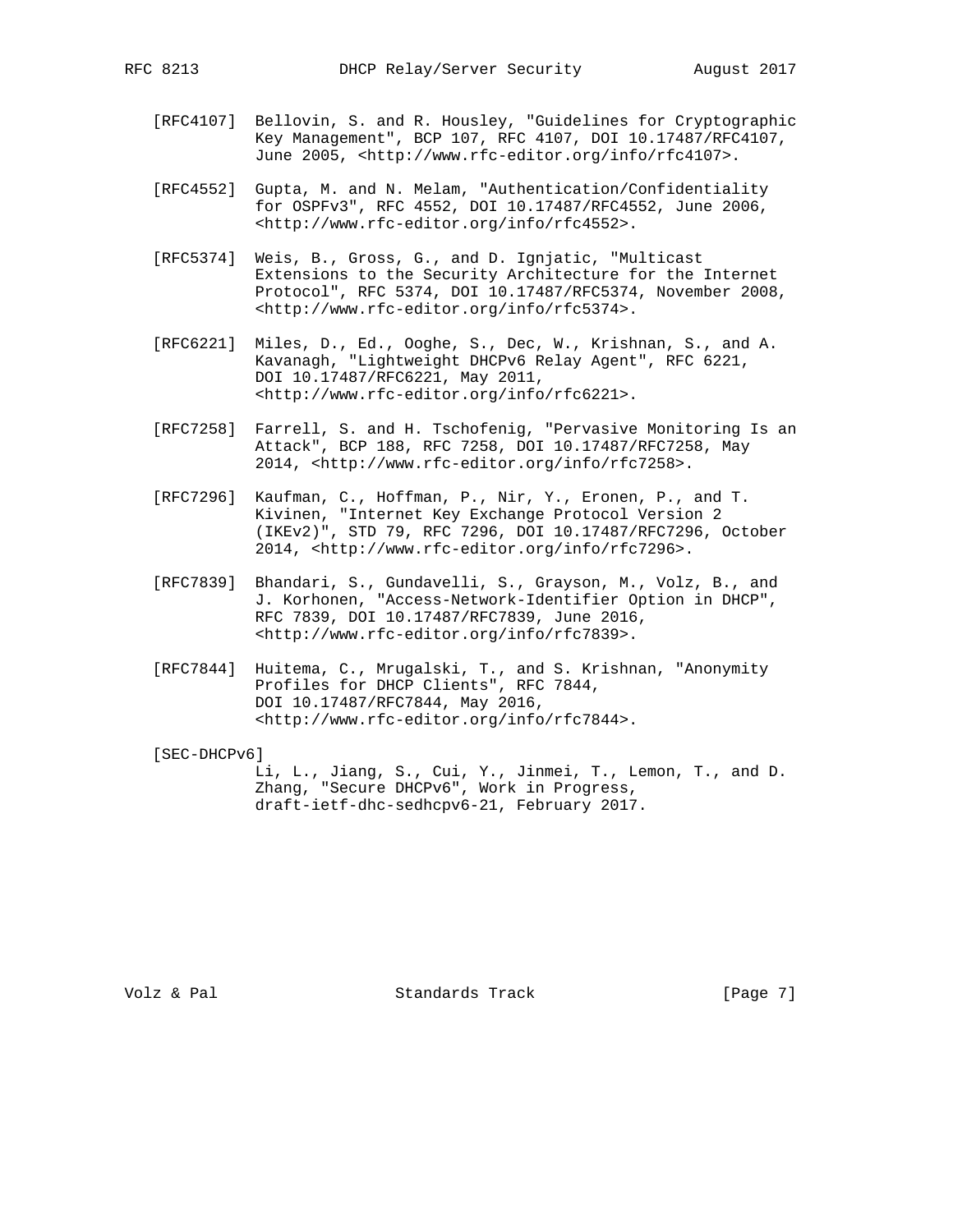[RFC4107] Bellovin, S. and R. Housley, "Guidelines for Cryptographic Key Management", BCP 107, RFC 4107, DOI 10.17487/RFC4107, June 2005, <http://www.rfc-editor.org/info/rfc4107>.

[RFC4552] Gupta, M. and N. Melam, "Authentication/Confidentiality for OSPFv3", RFC 4552, DOI 10.17487/RFC4552, June 2006, <http://www.rfc-editor.org/info/rfc4552>.

[RFC5374] Weis, B., Gross, G., and D. Ignjatic, "Multicast Extensions to the Security Architecture for the Internet Protocol", RFC 5374, DOI 10.17487/RFC5374, November 2008, <http://www.rfc-editor.org/info/rfc5374>.

[RFC6221] Miles, D., Ed., Ooghe, S., Dec, W., Krishnan, S., and A. Kavanagh, "Lightweight DHCPv6 Relay Agent", RFC 6221, DOI 10.17487/RFC6221, May 2011, <http://www.rfc-editor.org/info/rfc6221>.

[RFC7258] Farrell, S. and H. Tschofenig, "Pervasive Monitoring Is an Attack", BCP 188, RFC 7258, DOI 10.17487/RFC7258, May 2014, <http://www.rfc-editor.org/info/rfc7258>.

[RFC7296] Kaufman, C., Hoffman, P., Nir, Y., Eronen, P., and T. Kivinen, "Internet Key Exchange Protocol Version 2 (IKEv2)", STD 79, RFC 7296, DOI 10.17487/RFC7296, October 2014, <http://www.rfc-editor.org/info/rfc7296>.

[RFC7839] Bhandari, S., Gundavelli, S., Grayson, M., Volz, B., and J. Korhonen, "Access-Network-Identifier Option in DHCP", RFC 7839, DOI 10.17487/RFC7839, June 2016, <http://www.rfc-editor.org/info/rfc7839>.

[RFC7844] Huitema, C., Mrugalski, T., and S. Krishnan, "Anonymity Profiles for DHCP Clients", RFC 7844, DOI 10.17487/RFC7844, May 2016, <http://www.rfc-editor.org/info/rfc7844>.

[SEC-DHCPv6] Li, L., Jiang, S., Cui, Y., Jinmei, T., Lemon, T., and D. Zhang, "Secure DHCPv6", Work in Progress, draft-ietf-dhc-sedhcpv6-21, February 2017.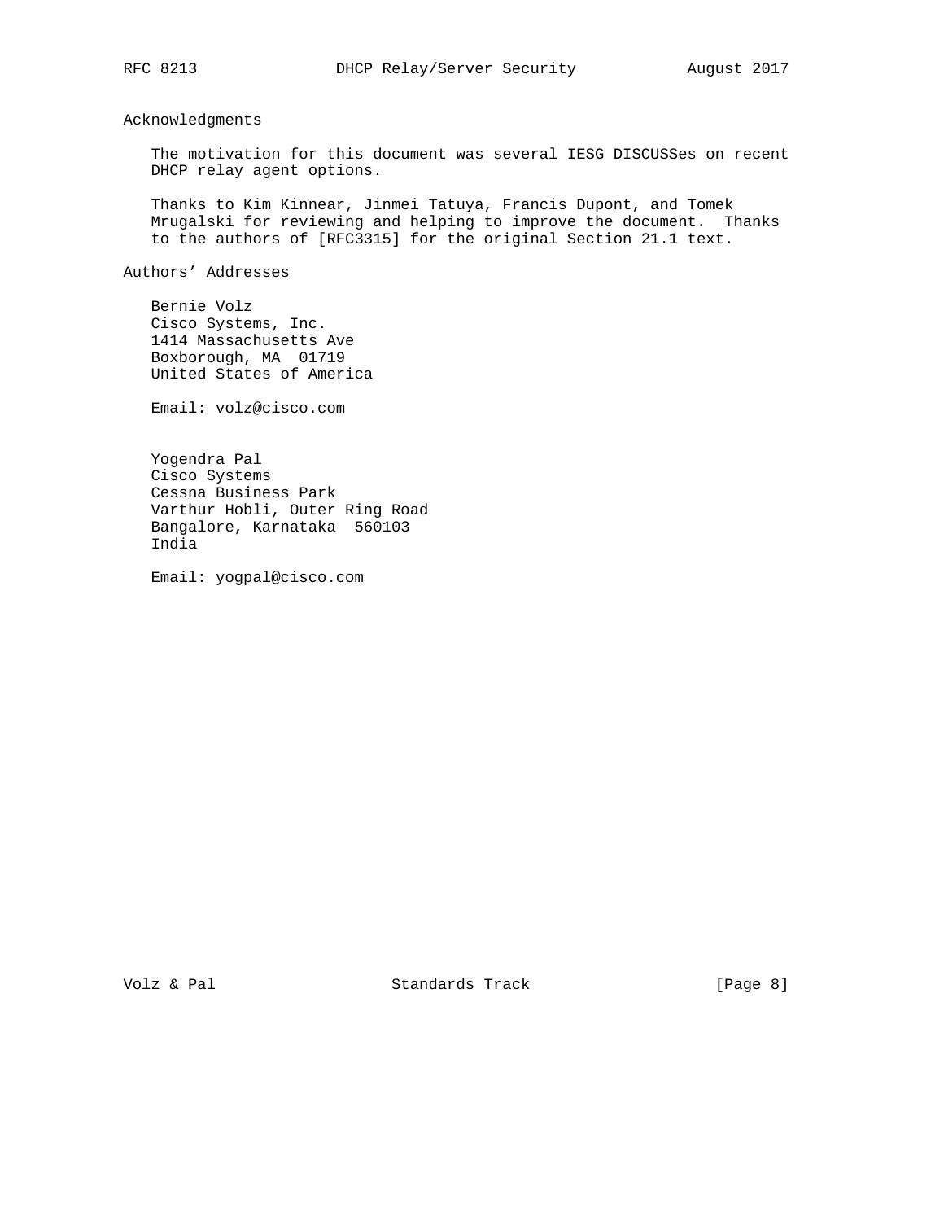## Acknowledgments

The motivation for this document was several IESG DISCUSSes on recent DHCP relay agent options.

Thanks to Kim Kinnear, Jinmei Tatuya, Francis Dupont, and Tomek Mrugalski for reviewing and helping to improve the document. Thanks to the authors of [RFC3315] for the original Section 21.1 text.

## Authors' Addresses

Bernie Volz
Cisco Systems, Inc.
1414 Massachusetts Ave
Boxborough, MA 01719
United States of America

Email: volz@cisco.com

Yogendra Pal
Cisco Systems
Cessna Business Park
Varthur Hobli, Outer Ring Road
Bangalore, Karnataka 560103
India

Email: yogpal@cisco.com